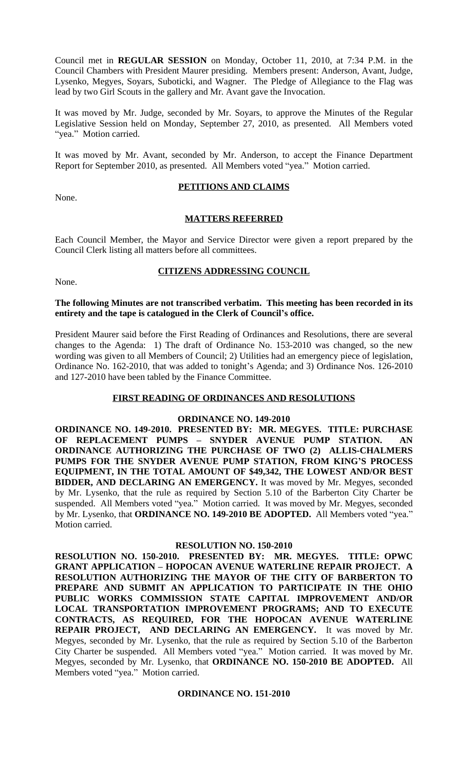Council met in **REGULAR SESSION** on Monday, October 11, 2010, at 7:34 P.M. in the Council Chambers with President Maurer presiding. Members present: Anderson, Avant, Judge, Lysenko, Megyes, Soyars, Suboticki, and Wagner. The Pledge of Allegiance to the Flag was lead by two Girl Scouts in the gallery and Mr. Avant gave the Invocation.

It was moved by Mr. Judge, seconded by Mr. Soyars, to approve the Minutes of the Regular Legislative Session held on Monday, September 27, 2010, as presented. All Members voted "yea." Motion carried.

It was moved by Mr. Avant, seconded by Mr. Anderson, to accept the Finance Department Report for September 2010, as presented. All Members voted "yea." Motion carried.

## PETITIONS AND CLAIMS

None.

## MATTERS REFERRED

Each Council Member, the Mayor and Service Director were given a report prepared by the Council Clerk listing all matters before all committees.

## CITIZENS ADDRESSING COUNCIL

None.

**The following Minutes are not transcribed verbatim. This meeting has been recorded in its entirety and the tape is catalogued in the Clerk of Council's office.**

President Maurer said before the First Reading of Ordinances and Resolutions, there are several changes to the Agenda: 1) The draft of Ordinance No. 153-2010 was changed, so the new wording was given to all Members of Council; 2) Utilities had an emergency piece of legislation, Ordinance No. 162-2010, that was added to tonight's Agenda; and 3) Ordinance Nos. 126-2010 and 127-2010 have been tabled by the Finance Committee.

## FIRST READING OF ORDINANCES AND RESOLUTIONS

### ORDINANCE NO. 149-2010

**ORDINANCE NO. 149-2010. PRESENTED BY: MR. MEGYES. TITLE: PURCHASE OF REPLACEMENT PUMPS – SNYDER AVENUE PUMP STATION. AN ORDINANCE AUTHORIZING THE PURCHASE OF TWO (2) ALLIS-CHALMERS PUMPS FOR THE SNYDER AVENUE PUMP STATION, FROM KING'S PROCESS EQUIPMENT, IN THE TOTAL AMOUNT OF $49,342, THE LOWEST AND/OR BEST BIDDER, AND DECLARING AN EMERGENCY.** It was moved by Mr. Megyes, seconded by Mr. Lysenko, that the rule as required by Section 5.10 of the Barberton City Charter be suspended. All Members voted "yea." Motion carried. It was moved by Mr. Megyes, seconded by Mr. Lysenko, that **ORDINANCE NO. 149-2010 BE ADOPTED.** All Members voted "yea." Motion carried.

### RESOLUTION NO. 150-2010

**RESOLUTION NO. 150-2010. PRESENTED BY: MR. MEGYES. TITLE: OPWC GRANT APPLICATION – HOPOCAN AVENUE WATERLINE REPAIR PROJECT. A RESOLUTION AUTHORIZING THE MAYOR OF THE CITY OF BARBERTON TO PREPARE AND SUBMIT AN APPLICATION TO PARTICIPATE IN THE OHIO PUBLIC WORKS COMMISSION STATE CAPITAL IMPROVEMENT AND/OR LOCAL TRANSPORTATION IMPROVEMENT PROGRAMS; AND TO EXECUTE CONTRACTS, AS REQUIRED, FOR THE HOPOCAN AVENUE WATERLINE REPAIR PROJECT, AND DECLARING AN EMERGENCY.** It was moved by Mr. Megyes, seconded by Mr. Lysenko, that the rule as required by Section 5.10 of the Barberton City Charter be suspended. All Members voted "yea." Motion carried. It was moved by Mr. Megyes, seconded by Mr. Lysenko, that **ORDINANCE NO. 150-2010 BE ADOPTED.** All Members voted "yea." Motion carried.

### ORDINANCE NO. 151-2010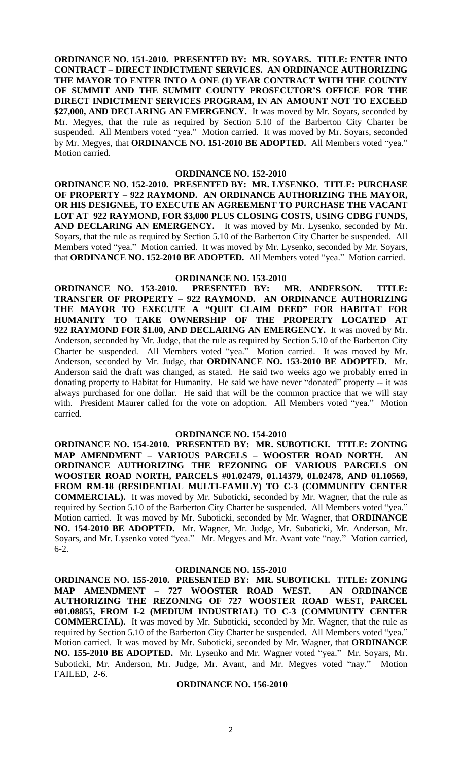**ORDINANCE NO. 151-2010. PRESENTED BY: MR. SOYARS. TITLE: ENTER INTO CONTRACT – DIRECT INDICTMENT SERVICES. AN ORDINANCE AUTHORIZING THE MAYOR TO ENTER INTO A ONE (1) YEAR CONTRACT WITH THE COUNTY OF SUMMIT AND THE SUMMIT COUNTY PROSECUTOR'S OFFICE FOR THE DIRECT INDICTMENT SERVICES PROGRAM, IN AN AMOUNT NOT TO EXCEED $27,000, AND DECLARING AN EMERGENCY.** It was moved by Mr. Soyars, seconded by Mr. Megyes, that the rule as required by Section 5.10 of the Barberton City Charter be suspended. All Members voted "yea." Motion carried. It was moved by Mr. Soyars, seconded by Mr. Megyes, that **ORDINANCE NO. 151-2010 BE ADOPTED.** All Members voted "yea." Motion carried.

**ORDINANCE NO. 152-2010**

**ORDINANCE NO. 152-2010. PRESENTED BY: MR. LYSENKO. TITLE: PURCHASE OF PROPERTY – 922 RAYMOND. AN ORDINANCE AUTHORIZING THE MAYOR, OR HIS DESIGNEE, TO EXECUTE AN AGREEMENT TO PURCHASE THE VACANT LOT AT 922 RAYMOND, FOR $3,000 PLUS CLOSING COSTS, USING CDBG FUNDS, AND DECLARING AN EMERGENCY.** It was moved by Mr. Lysenko, seconded by Mr. Soyars, that the rule as required by Section 5.10 of the Barberton City Charter be suspended. All Members voted "yea." Motion carried. It was moved by Mr. Lysenko, seconded by Mr. Soyars, that **ORDINANCE NO. 152-2010 BE ADOPTED.** All Members voted "yea." Motion carried.

**ORDINANCE NO. 153-2010**

**ORDINANCE NO. 153-2010. PRESENTED BY: MR. ANDERSON. TITLE: TRANSFER OF PROPERTY – 922 RAYMOND. AN ORDINANCE AUTHORIZING THE MAYOR TO EXECUTE A "QUIT CLAIM DEED" FOR HABITAT FOR HUMANITY TO TAKE OWNERSHIP OF THE PROPERTY LOCATED AT 922 RAYMOND FOR $1.00, AND DECLARING AN EMERGENCY.** It was moved by Mr. Anderson, seconded by Mr. Judge, that the rule as required by Section 5.10 of the Barberton City Charter be suspended. All Members voted "yea." Motion carried. It was moved by Mr. Anderson, seconded by Mr. Judge, that **ORDINANCE NO. 153-2010 BE ADOPTED.** Mr. Anderson said the draft was changed, as stated. He said two weeks ago we probably erred in donating property to Habitat for Humanity. He said we have never "donated" property -- it was always purchased for one dollar. He said that will be the common practice that we will stay with. President Maurer called for the vote on adoption. All Members voted "yea." Motion carried.

**ORDINANCE NO. 154-2010**

**ORDINANCE NO. 154-2010. PRESENTED BY: MR. SUBOTICKI. TITLE: ZONING MAP AMENDMENT – VARIOUS PARCELS – WOOSTER ROAD NORTH. AN ORDINANCE AUTHORIZING THE REZONING OF VARIOUS PARCELS ON WOOSTER ROAD NORTH, PARCELS #01.02479, 01.14379, 01.02478, AND 01.10569, FROM RM-18 (RESIDENTIAL MULTI-FAMILY) TO C-3 (COMMUNITY CENTER COMMERCIAL).** It was moved by Mr. Suboticki, seconded by Mr. Wagner, that the rule as required by Section 5.10 of the Barberton City Charter be suspended. All Members voted "yea." Motion carried. It was moved by Mr. Suboticki, seconded by Mr. Wagner, that **ORDINANCE NO. 154-2010 BE ADOPTED.** Mr. Wagner, Mr. Judge, Mr. Suboticki, Mr. Anderson, Mr. Soyars, and Mr. Lysenko voted "yea." Mr. Megyes and Mr. Avant vote "nay." Motion carried, 6-2.

**ORDINANCE NO. 155-2010**

**ORDINANCE NO. 155-2010. PRESENTED BY: MR. SUBOTICKI. TITLE: ZONING MAP AMENDMENT – 727 WOOSTER ROAD WEST. AN ORDINANCE AUTHORIZING THE REZONING OF 727 WOOSTER ROAD WEST, PARCEL #01.08855, FROM I-2 (MEDIUM INDUSTRIAL) TO C-3 (COMMUNITY CENTER COMMERCIAL).** It was moved by Mr. Suboticki, seconded by Mr. Wagner, that the rule as required by Section 5.10 of the Barberton City Charter be suspended. All Members voted "yea." Motion carried. It was moved by Mr. Suboticki, seconded by Mr. Wagner, that **ORDINANCE NO. 155-2010 BE ADOPTED.** Mr. Lysenko and Mr. Wagner voted "yea." Mr. Soyars, Mr. Suboticki, Mr. Anderson, Mr. Judge, Mr. Avant, and Mr. Megyes voted "nay." Motion FAILED, 2-6.

**ORDINANCE NO. 156-2010**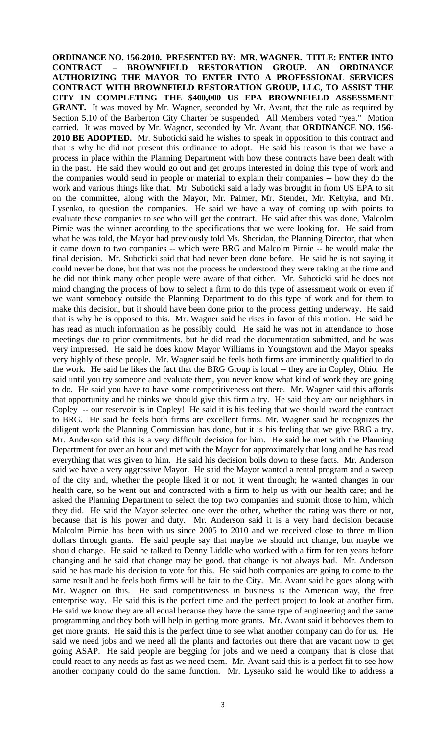**ORDINANCE NO. 156-2010. PRESENTED BY: MR. WAGNER. TITLE: ENTER INTO CONTRACT – BROWNFIELD RESTORATION GROUP. AN ORDINANCE AUTHORIZING THE MAYOR TO ENTER INTO A PROFESSIONAL SERVICES CONTRACT WITH BROWNFIELD RESTORATION GROUP, LLC, TO ASSIST THE CITY IN COMPLETING THE $400,000 US EPA BROWNFIELD ASSESSMENT GRANT.** It was moved by Mr. Wagner, seconded by Mr. Avant, that the rule as required by Section 5.10 of the Barberton City Charter be suspended. All Members voted "yea." Motion carried. It was moved by Mr. Wagner, seconded by Mr. Avant, that **ORDINANCE NO. 156-2010 BE ADOPTED.** Mr. Suboticki said he wishes to speak in opposition to this contract and that is why he did not present this ordinance to adopt. He said his reason is that we have a process in place within the Planning Department with how these contracts have been dealt with in the past. He said they would go out and get groups interested in doing this type of work and the companies would send in people or material to explain their companies -- how they do the work and various things like that. Mr. Suboticki said a lady was brought in from US EPA to sit on the committee, along with the Mayor, Mr. Palmer, Mr. Stender, Mr. Keltyka, and Mr. Lysenko, to question the companies. He said we have a way of coming up with points to evaluate these companies to see who will get the contract. He said after this was done, Malcolm Pirnie was the winner according to the specifications that we were looking for. He said from what he was told, the Mayor had previously told Ms. Sheridan, the Planning Director, that when it came down to two companies -- which were BRG and Malcolm Pirnie -- he would make the final decision. Mr. Suboticki said that had never been done before. He said he is not saying it could never be done, but that was not the process he understood they were taking at the time and he did not think many other people were aware of that either. Mr. Suboticki said he does not mind changing the process of how to select a firm to do this type of assessment work or even if we want somebody outside the Planning Department to do this type of work and for them to make this decision, but it should have been done prior to the process getting underway. He said that is why he is opposed to this. Mr. Wagner said he rises in favor of this motion. He said he has read as much information as he possibly could. He said he was not in attendance to those meetings due to prior commitments, but he did read the documentation submitted, and he was very impressed. He said he does know Mayor Williams in Youngstown and the Mayor speaks very highly of these people. Mr. Wagner said he feels both firms are imminently qualified to do the work. He said he likes the fact that the BRG Group is local -- they are in Copley, Ohio. He said until you try someone and evaluate them, you never know what kind of work they are going to do. He said you have to have some competitiveness out there. Mr. Wagner said this affords that opportunity and he thinks we should give this firm a try. He said they are our neighbors in Copley -- our reservoir is in Copley! He said it is his feeling that we should award the contract to BRG. He said he feels both firms are excellent firms. Mr. Wagner said he recognizes the diligent work the Planning Commission has done, but it is his feeling that we give BRG a try. Mr. Anderson said this is a very difficult decision for him. He said he met with the Planning Department for over an hour and met with the Mayor for approximately that long and he has read everything that was given to him. He said his decision boils down to these facts. Mr. Anderson said we have a very aggressive Mayor. He said the Mayor wanted a rental program and a sweep of the city and, whether the people liked it or not, it went through; he wanted changes in our health care, so he went out and contracted with a firm to help us with our health care; and he asked the Planning Department to select the top two companies and submit those to him, which they did. He said the Mayor selected one over the other, whether the rating was there or not, because that is his power and duty. Mr. Anderson said it is a very hard decision because Malcolm Pirnie has been with us since 2005 to 2010 and we received close to three million dollars through grants. He said people say that maybe we should not change, but maybe we should change. He said he talked to Denny Liddle who worked with a firm for ten years before changing and he said that change may be good, that change is not always bad. Mr. Anderson said he has made his decision to vote for this. He said both companies are going to come to the same result and he feels both firms will be fair to the City. Mr. Avant said he goes along with Mr. Wagner on this. He said competitiveness in business is the American way, the free enterprise way. He said this is the perfect time and the perfect project to look at another firm. He said we know they are all equal because they have the same type of engineering and the same programming and they both will help in getting more grants. Mr. Avant said it behooves them to get more grants. He said this is the perfect time to see what another company can do for us. He said we need jobs and we need all the plants and factories out there that are vacant now to get going ASAP. He said people are begging for jobs and we need a company that is close that could react to any needs as fast as we need them. Mr. Avant said this is a perfect fit to see how another company could do the same function. Mr. Lysenko said he would like to address a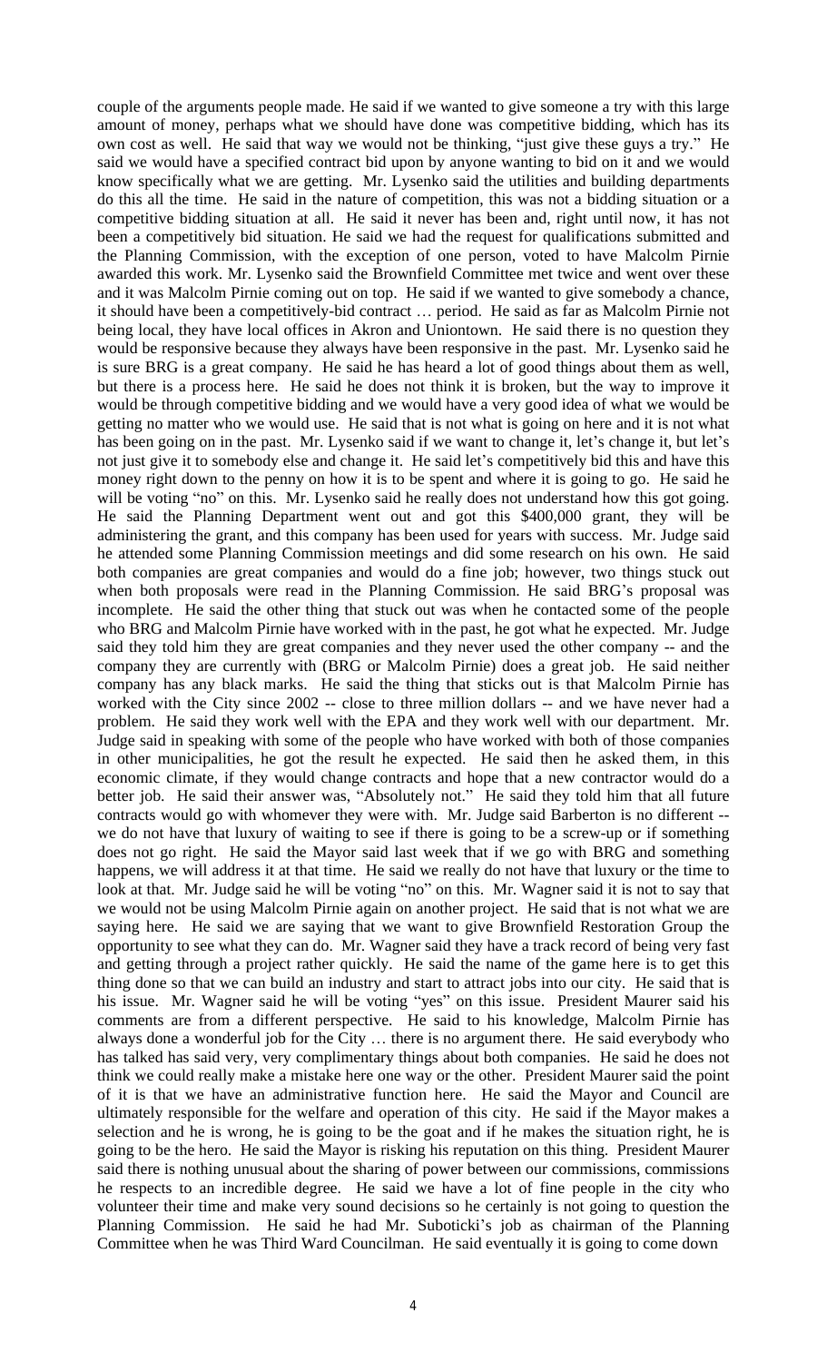couple of the arguments people made. He said if we wanted to give someone a try with this large amount of money, perhaps what we should have done was competitive bidding, which has its own cost as well. He said that way we would not be thinking, "just give these guys a try." He said we would have a specified contract bid upon by anyone wanting to bid on it and we would know specifically what we are getting. Mr. Lysenko said the utilities and building departments do this all the time. He said in the nature of competition, this was not a bidding situation or a competitive bidding situation at all. He said it never has been and, right until now, it has not been a competitively bid situation. He said we had the request for qualifications submitted and the Planning Commission, with the exception of one person, voted to have Malcolm Pirnie awarded this work. Mr. Lysenko said the Brownfield Committee met twice and went over these and it was Malcolm Pirnie coming out on top. He said if we wanted to give somebody a chance, it should have been a competitively-bid contract … period. He said as far as Malcolm Pirnie not being local, they have local offices in Akron and Uniontown. He said there is no question they would be responsive because they always have been responsive in the past. Mr. Lysenko said he is sure BRG is a great company. He said he has heard a lot of good things about them as well, but there is a process here. He said he does not think it is broken, but the way to improve it would be through competitive bidding and we would have a very good idea of what we would be getting no matter who we would use. He said that is not what is going on here and it is not what has been going on in the past. Mr. Lysenko said if we want to change it, let's change it, but let's not just give it to somebody else and change it. He said let's competitively bid this and have this money right down to the penny on how it is to be spent and where it is going to go. He said he will be voting "no" on this. Mr. Lysenko said he really does not understand how this got going. He said the Planning Department went out and got this $400,000 grant, they will be administering the grant, and this company has been used for years with success. Mr. Judge said he attended some Planning Commission meetings and did some research on his own. He said both companies are great companies and would do a fine job; however, two things stuck out when both proposals were read in the Planning Commission. He said BRG's proposal was incomplete. He said the other thing that stuck out was when he contacted some of the people who BRG and Malcolm Pirnie have worked with in the past, he got what he expected. Mr. Judge said they told him they are great companies and they never used the other company -- and the company they are currently with (BRG or Malcolm Pirnie) does a great job. He said neither company has any black marks. He said the thing that sticks out is that Malcolm Pirnie has worked with the City since 2002 -- close to three million dollars -- and we have never had a problem. He said they work well with the EPA and they work well with our department. Mr. Judge said in speaking with some of the people who have worked with both of those companies in other municipalities, he got the result he expected. He said then he asked them, in this economic climate, if they would change contracts and hope that a new contractor would do a better job. He said their answer was, "Absolutely not." He said they told him that all future contracts would go with whomever they were with. Mr. Judge said Barberton is no different -- we do not have that luxury of waiting to see if there is going to be a screw-up or if something does not go right. He said the Mayor said last week that if we go with BRG and something happens, we will address it at that time. He said we really do not have that luxury or the time to look at that. Mr. Judge said he will be voting "no" on this. Mr. Wagner said it is not to say that we would not be using Malcolm Pirnie again on another project. He said that is not what we are saying here. He said we are saying that we want to give Brownfield Restoration Group the opportunity to see what they can do. Mr. Wagner said they have a track record of being very fast and getting through a project rather quickly. He said the name of the game here is to get this thing done so that we can build an industry and start to attract jobs into our city. He said that is his issue. Mr. Wagner said he will be voting "yes" on this issue. President Maurer said his comments are from a different perspective. He said to his knowledge, Malcolm Pirnie has always done a wonderful job for the City … there is no argument there. He said everybody who has talked has said very, very complimentary things about both companies. He said he does not think we could really make a mistake here one way or the other. President Maurer said the point of it is that we have an administrative function here. He said the Mayor and Council are ultimately responsible for the welfare and operation of this city. He said if the Mayor makes a selection and he is wrong, he is going to be the goat and if he makes the situation right, he is going to be the hero. He said the Mayor is risking his reputation on this thing. President Maurer said there is nothing unusual about the sharing of power between our commissions, commissions he respects to an incredible degree. He said we have a lot of fine people in the city who volunteer their time and make very sound decisions so he certainly is not going to question the Planning Commission. He said he had Mr. Suboticki's job as chairman of the Planning Committee when he was Third Ward Councilman. He said eventually it is going to come down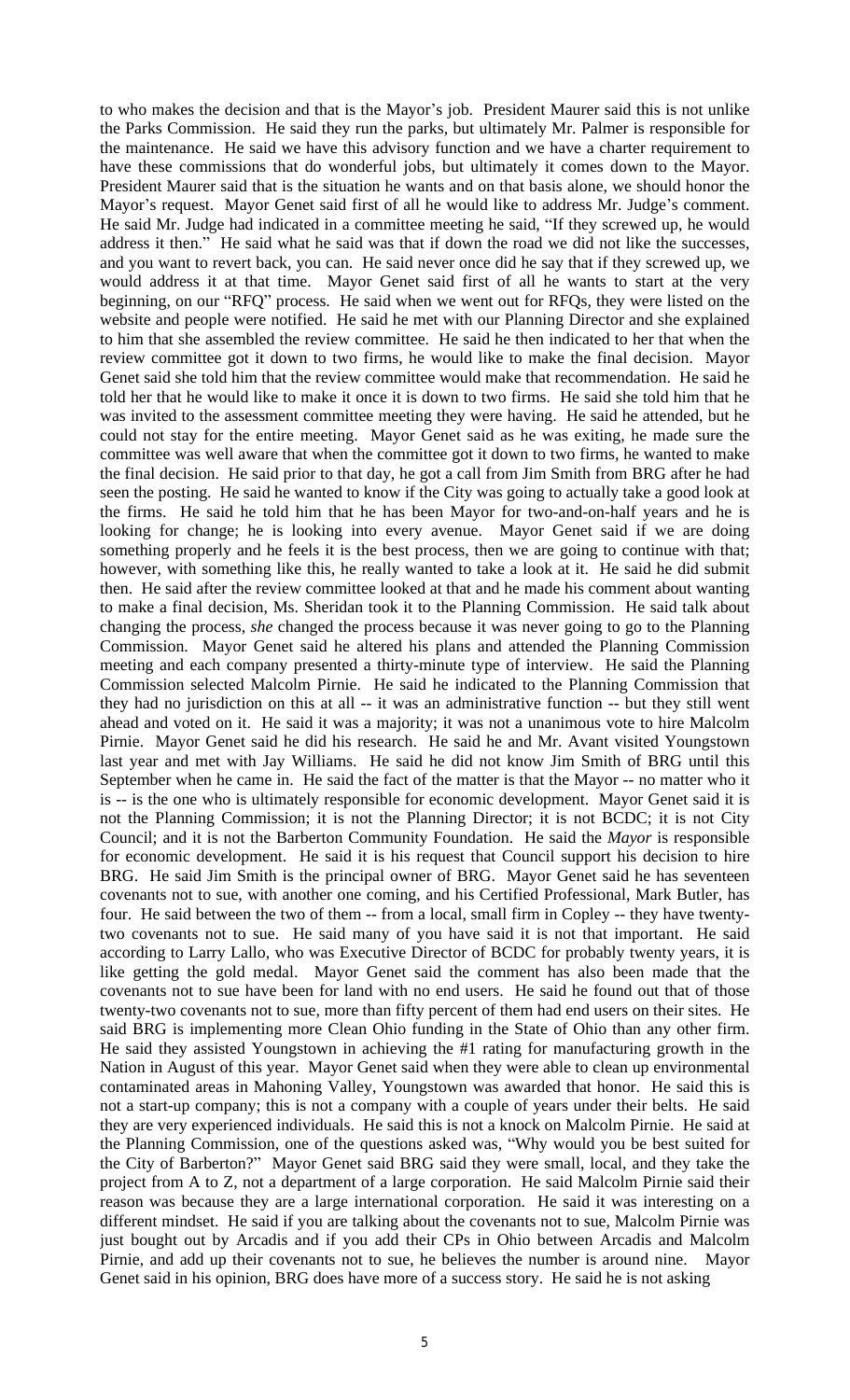to who makes the decision and that is the Mayor's job. President Maurer said this is not unlike the Parks Commission. He said they run the parks, but ultimately Mr. Palmer is responsible for the maintenance. He said we have this advisory function and we have a charter requirement to have these commissions that do wonderful jobs, but ultimately it comes down to the Mayor. President Maurer said that is the situation he wants and on that basis alone, we should honor the Mayor's request. Mayor Genet said first of all he would like to address Mr. Judge's comment. He said Mr. Judge had indicated in a committee meeting he said, "If they screwed up, he would address it then." He said what he said was that if down the road we did not like the successes, and you want to revert back, you can. He said never once did he say that if they screwed up, we would address it at that time. Mayor Genet said first of all he wants to start at the very beginning, on our "RFQ" process. He said when we went out for RFQs, they were listed on the website and people were notified. He said he met with our Planning Director and she explained to him that she assembled the review committee. He said he then indicated to her that when the review committee got it down to two firms, he would like to make the final decision. Mayor Genet said she told him that the review committee would make that recommendation. He said he told her that he would like to make it once it is down to two firms. He said she told him that he was invited to the assessment committee meeting they were having. He said he attended, but he could not stay for the entire meeting. Mayor Genet said as he was exiting, he made sure the committee was well aware that when the committee got it down to two firms, he wanted to make the final decision. He said prior to that day, he got a call from Jim Smith from BRG after he had seen the posting. He said he wanted to know if the City was going to actually take a good look at the firms. He said he told him that he has been Mayor for two-and-on-half years and he is looking for change; he is looking into every avenue. Mayor Genet said if we are doing something properly and he feels it is the best process, then we are going to continue with that; however, with something like this, he really wanted to take a look at it. He said he did submit then. He said after the review committee looked at that and he made his comment about wanting to make a final decision, Ms. Sheridan took it to the Planning Commission. He said talk about changing the process, *she* changed the process because it was never going to go to the Planning Commission. Mayor Genet said he altered his plans and attended the Planning Commission meeting and each company presented a thirty-minute type of interview. He said the Planning Commission selected Malcolm Pirnie. He said he indicated to the Planning Commission that they had no jurisdiction on this at all -- it was an administrative function -- but they still went ahead and voted on it. He said it was a majority; it was not a unanimous vote to hire Malcolm Pirnie. Mayor Genet said he did his research. He said he and Mr. Avant visited Youngstown last year and met with Jay Williams. He said he did not know Jim Smith of BRG until this September when he came in. He said the fact of the matter is that the Mayor -- no matter who it is -- is the one who is ultimately responsible for economic development. Mayor Genet said it is not the Planning Commission; it is not the Planning Director; it is not BCDC; it is not City Council; and it is not the Barberton Community Foundation. He said the *Mayor* is responsible for economic development. He said it is his request that Council support his decision to hire BRG. He said Jim Smith is the principal owner of BRG. Mayor Genet said he has seventeen covenants not to sue, with another one coming, and his Certified Professional, Mark Butler, has four. He said between the two of them -- from a local, small firm in Copley -- they have twenty-two covenants not to sue. He said many of you have said it is not that important. He said according to Larry Lallo, who was Executive Director of BCDC for probably twenty years, it is like getting the gold medal. Mayor Genet said the comment has also been made that the covenants not to sue have been for land with no end users. He said he found out that of those twenty-two covenants not to sue, more than fifty percent of them had end users on their sites. He said BRG is implementing more Clean Ohio funding in the State of Ohio than any other firm. He said they assisted Youngstown in achieving the #1 rating for manufacturing growth in the Nation in August of this year. Mayor Genet said when they were able to clean up environmental contaminated areas in Mahoning Valley, Youngstown was awarded that honor. He said this is not a start-up company; this is not a company with a couple of years under their belts. He said they are very experienced individuals. He said this is not a knock on Malcolm Pirnie. He said at the Planning Commission, one of the questions asked was, "Why would you be best suited for the City of Barberton?" Mayor Genet said BRG said they were small, local, and they take the project from A to Z, not a department of a large corporation. He said Malcolm Pirnie said their reason was because they are a large international corporation. He said it was interesting on a different mindset. He said if you are talking about the covenants not to sue, Malcolm Pirnie was just bought out by Arcadis and if you add their CPs in Ohio between Arcadis and Malcolm Pirnie, and add up their covenants not to sue, he believes the number is around nine. Mayor Genet said in his opinion, BRG does have more of a success story. He said he is not asking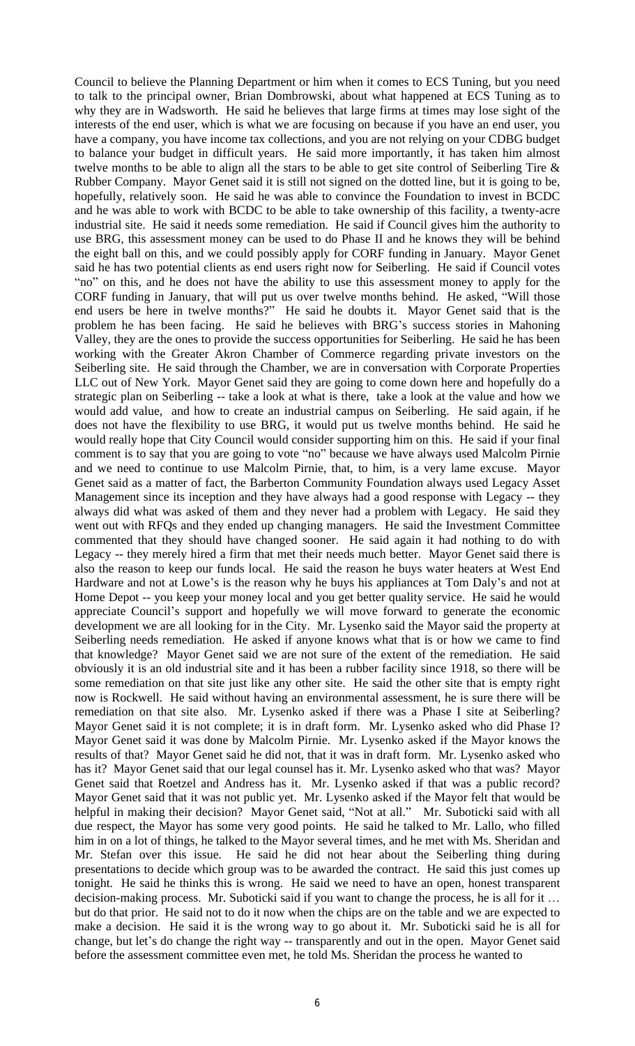Council to believe the Planning Department or him when it comes to ECS Tuning, but you need to talk to the principal owner, Brian Dombrowski, about what happened at ECS Tuning as to why they are in Wadsworth. He said he believes that large firms at times may lose sight of the interests of the end user, which is what we are focusing on because if you have an end user, you have a company, you have income tax collections, and you are not relying on your CDBG budget to balance your budget in difficult years. He said more importantly, it has taken him almost twelve months to be able to align all the stars to be able to get site control of Seiberling Tire & Rubber Company. Mayor Genet said it is still not signed on the dotted line, but it is going to be, hopefully, relatively soon. He said he was able to convince the Foundation to invest in BCDC and he was able to work with BCDC to be able to take ownership of this facility, a twenty-acre industrial site. He said it needs some remediation. He said if Council gives him the authority to use BRG, this assessment money can be used to do Phase II and he knows they will be behind the eight ball on this, and we could possibly apply for CORF funding in January. Mayor Genet said he has two potential clients as end users right now for Seiberling. He said if Council votes "no" on this, and he does not have the ability to use this assessment money to apply for the CORF funding in January, that will put us over twelve months behind. He asked, "Will those end users be here in twelve months?" He said he doubts it. Mayor Genet said that is the problem he has been facing. He said he believes with BRG's success stories in Mahoning Valley, they are the ones to provide the success opportunities for Seiberling. He said he has been working with the Greater Akron Chamber of Commerce regarding private investors on the Seiberling site. He said through the Chamber, we are in conversation with Corporate Properties LLC out of New York. Mayor Genet said they are going to come down here and hopefully do a strategic plan on Seiberling -- take a look at what is there, take a look at the value and how we would add value, and how to create an industrial campus on Seiberling. He said again, if he does not have the flexibility to use BRG, it would put us twelve months behind. He said he would really hope that City Council would consider supporting him on this. He said if your final comment is to say that you are going to vote "no" because we have always used Malcolm Pirnie and we need to continue to use Malcolm Pirnie, that, to him, is a very lame excuse. Mayor Genet said as a matter of fact, the Barberton Community Foundation always used Legacy Asset Management since its inception and they have always had a good response with Legacy -- they always did what was asked of them and they never had a problem with Legacy. He said they went out with RFQs and they ended up changing managers. He said the Investment Committee commented that they should have changed sooner. He said again it had nothing to do with Legacy -- they merely hired a firm that met their needs much better. Mayor Genet said there is also the reason to keep our funds local. He said the reason he buys water heaters at West End Hardware and not at Lowe's is the reason why he buys his appliances at Tom Daly's and not at Home Depot -- you keep your money local and you get better quality service. He said he would appreciate Council's support and hopefully we will move forward to generate the economic development we are all looking for in the City. Mr. Lysenko said the Mayor said the property at Seiberling needs remediation. He asked if anyone knows what that is or how we came to find that knowledge? Mayor Genet said we are not sure of the extent of the remediation. He said obviously it is an old industrial site and it has been a rubber facility since 1918, so there will be some remediation on that site just like any other site. He said the other site that is empty right now is Rockwell. He said without having an environmental assessment, he is sure there will be remediation on that site also. Mr. Lysenko asked if there was a Phase I site at Seiberling? Mayor Genet said it is not complete; it is in draft form. Mr. Lysenko asked who did Phase I? Mayor Genet said it was done by Malcolm Pirnie. Mr. Lysenko asked if the Mayor knows the results of that? Mayor Genet said he did not, that it was in draft form. Mr. Lysenko asked who has it? Mayor Genet said that our legal counsel has it. Mr. Lysenko asked who that was? Mayor Genet said that Roetzel and Andress has it. Mr. Lysenko asked if that was a public record? Mayor Genet said that it was not public yet. Mr. Lysenko asked if the Mayor felt that would be helpful in making their decision? Mayor Genet said, "Not at all." Mr. Suboticki said with all due respect, the Mayor has some very good points. He said he talked to Mr. Lallo, who filled him in on a lot of things, he talked to the Mayor several times, and he met with Ms. Sheridan and Mr. Stefan over this issue. He said he did not hear about the Seiberling thing during presentations to decide which group was to be awarded the contract. He said this just comes up tonight. He said he thinks this is wrong. He said we need to have an open, honest transparent decision-making process. Mr. Suboticki said if you want to change the process, he is all for it … but do that prior. He said not to do it now when the chips are on the table and we are expected to make a decision. He said it is the wrong way to go about it. Mr. Suboticki said he is all for change, but let's do change the right way -- transparently and out in the open. Mayor Genet said before the assessment committee even met, he told Ms. Sheridan the process he wanted to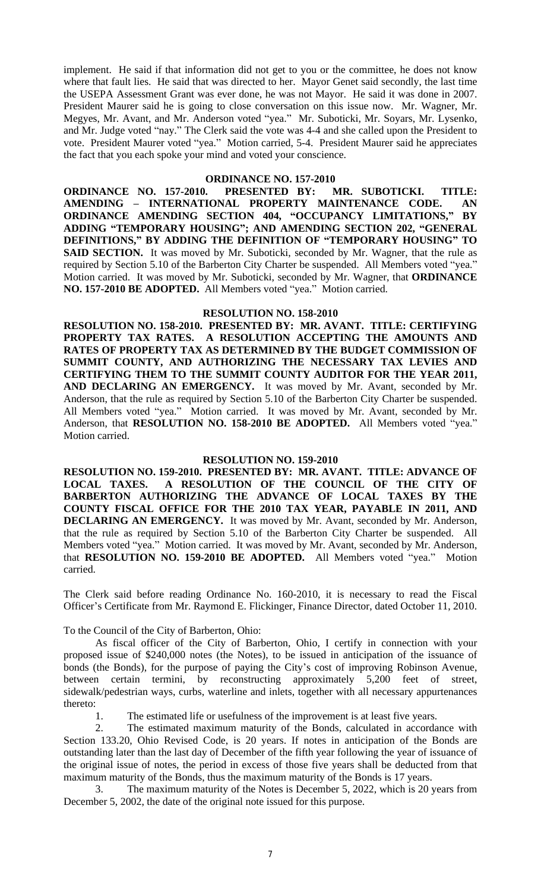implement. He said if that information did not get to you or the committee, he does not know where that fault lies. He said that was directed to her. Mayor Genet said secondly, the last time the USEPA Assessment Grant was ever done, he was not Mayor. He said it was done in 2007. President Maurer said he is going to close conversation on this issue now. Mr. Wagner, Mr. Megyes, Mr. Avant, and Mr. Anderson voted "yea." Mr. Suboticki, Mr. Soyars, Mr. Lysenko, and Mr. Judge voted "nay." The Clerk said the vote was 4-4 and she called upon the President to vote. President Maurer voted "yea." Motion carried, 5-4. President Maurer said he appreciates the fact that you each spoke your mind and voted your conscience.

## ORDINANCE NO. 157-2010

**ORDINANCE NO. 157-2010. PRESENTED BY: MR. SUBOTICKI. TITLE: AMENDING – INTERNATIONAL PROPERTY MAINTENANCE CODE. AN ORDINANCE AMENDING SECTION 404, "OCCUPANCY LIMITATIONS," BY ADDING "TEMPORARY HOUSING"; AND AMENDING SECTION 202, "GENERAL DEFINITIONS," BY ADDING THE DEFINITION OF "TEMPORARY HOUSING" TO SAID SECTION.** It was moved by Mr. Suboticki, seconded by Mr. Wagner, that the rule as required by Section 5.10 of the Barberton City Charter be suspended. All Members voted "yea." Motion carried. It was moved by Mr. Suboticki, seconded by Mr. Wagner, that **ORDINANCE NO. 157-2010 BE ADOPTED.** All Members voted "yea." Motion carried.

## RESOLUTION NO. 158-2010

**RESOLUTION NO. 158-2010. PRESENTED BY: MR. AVANT. TITLE: CERTIFYING PROPERTY TAX RATES. A RESOLUTION ACCEPTING THE AMOUNTS AND RATES OF PROPERTY TAX AS DETERMINED BY THE BUDGET COMMISSION OF SUMMIT COUNTY, AND AUTHORIZING THE NECESSARY TAX LEVIES AND CERTIFYING THEM TO THE SUMMIT COUNTY AUDITOR FOR THE YEAR 2011, AND DECLARING AN EMERGENCY.** It was moved by Mr. Avant, seconded by Mr. Anderson, that the rule as required by Section 5.10 of the Barberton City Charter be suspended. All Members voted "yea." Motion carried. It was moved by Mr. Avant, seconded by Mr. Anderson, that **RESOLUTION NO. 158-2010 BE ADOPTED.** All Members voted "yea." Motion carried.

## RESOLUTION NO. 159-2010

**RESOLUTION NO. 159-2010. PRESENTED BY: MR. AVANT. TITLE: ADVANCE OF LOCAL TAXES. A RESOLUTION OF THE COUNCIL OF THE CITY OF BARBERTON AUTHORIZING THE ADVANCE OF LOCAL TAXES BY THE COUNTY FISCAL OFFICE FOR THE 2010 TAX YEAR, PAYABLE IN 2011, AND DECLARING AN EMERGENCY.** It was moved by Mr. Avant, seconded by Mr. Anderson, that the rule as required by Section 5.10 of the Barberton City Charter be suspended. All Members voted "yea." Motion carried. It was moved by Mr. Avant, seconded by Mr. Anderson, that **RESOLUTION NO. 159-2010 BE ADOPTED.** All Members voted "yea." Motion carried.

The Clerk said before reading Ordinance No. 160-2010, it is necessary to read the Fiscal Officer's Certificate from Mr. Raymond E. Flickinger, Finance Director, dated October 11, 2010.

To the Council of the City of Barberton, Ohio:

As fiscal officer of the City of Barberton, Ohio, I certify in connection with your proposed issue of $240,000 notes (the Notes), to be issued in anticipation of the issuance of bonds (the Bonds), for the purpose of paying the City's cost of improving Robinson Avenue, between certain termini, by reconstructing approximately 5,200 feet of street, sidewalk/pedestrian ways, curbs, waterline and inlets, together with all necessary appurtenances thereto:

1. The estimated life or usefulness of the improvement is at least five years.
2. The estimated maximum maturity of the Bonds, calculated in accordance with Section 133.20, Ohio Revised Code, is 20 years. If notes in anticipation of the Bonds are outstanding later than the last day of December of the fifth year following the year of issuance of the original issue of notes, the period in excess of those five years shall be deducted from that maximum maturity of the Bonds, thus the maximum maturity of the Bonds is 17 years.
3. The maximum maturity of the Notes is December 5, 2022, which is 20 years from December 5, 2002, the date of the original note issued for this purpose.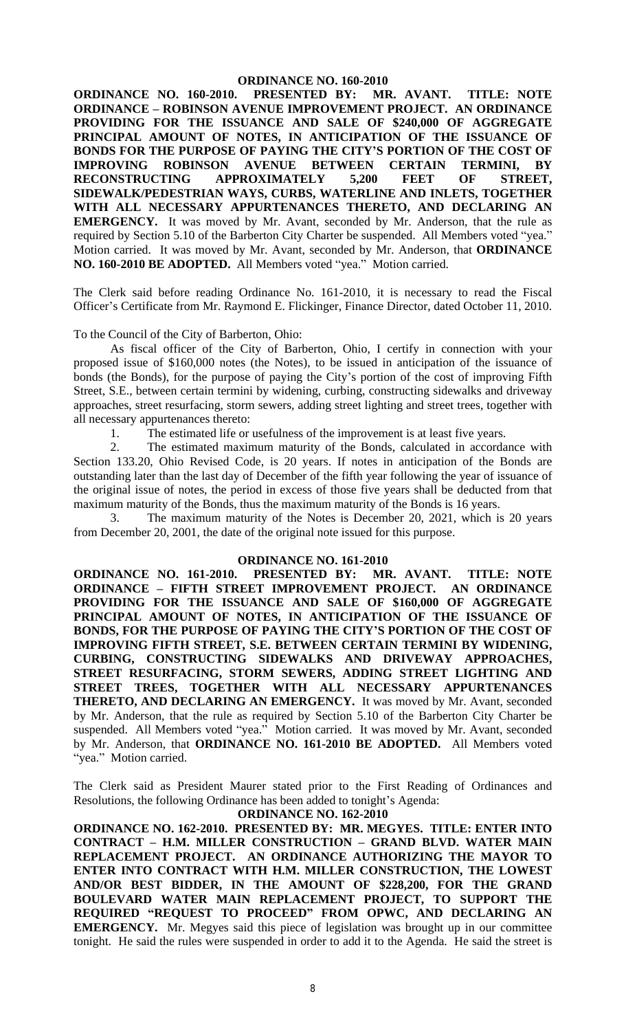**ORDINANCE NO. 160-2010**

**ORDINANCE NO. 160-2010. PRESENTED BY: MR. AVANT. TITLE: NOTE ORDINANCE – ROBINSON AVENUE IMPROVEMENT PROJECT. AN ORDINANCE PROVIDING FOR THE ISSUANCE AND SALE OF $240,000 OF AGGREGATE PRINCIPAL AMOUNT OF NOTES, IN ANTICIPATION OF THE ISSUANCE OF BONDS FOR THE PURPOSE OF PAYING THE CITY'S PORTION OF THE COST OF IMPROVING ROBINSON AVENUE BETWEEN CERTAIN TERMINI, BY RECONSTRUCTING APPROXIMATELY 5,200 FEET OF STREET, SIDEWALK/PEDESTRIAN WAYS, CURBS, WATERLINE AND INLETS, TOGETHER WITH ALL NECESSARY APPURTENANCES THERETO, AND DECLARING AN EMERGENCY.** It was moved by Mr. Avant, seconded by Mr. Anderson, that the rule as required by Section 5.10 of the Barberton City Charter be suspended. All Members voted "yea." Motion carried. It was moved by Mr. Avant, seconded by Mr. Anderson, that **ORDINANCE NO. 160-2010 BE ADOPTED.** All Members voted "yea." Motion carried.

The Clerk said before reading Ordinance No. 161-2010, it is necessary to read the Fiscal Officer's Certificate from Mr. Raymond E. Flickinger, Finance Director, dated October 11, 2010.

To the Council of the City of Barberton, Ohio:

As fiscal officer of the City of Barberton, Ohio, I certify in connection with your proposed issue of $160,000 notes (the Notes), to be issued in anticipation of the issuance of bonds (the Bonds), for the purpose of paying the City's portion of the cost of improving Fifth Street, S.E., between certain termini by widening, curbing, constructing sidewalks and driveway approaches, street resurfacing, storm sewers, adding street lighting and street trees, together with all necessary appurtenances thereto:

1. The estimated life or usefulness of the improvement is at least five years.
2. The estimated maximum maturity of the Bonds, calculated in accordance with Section 133.20, Ohio Revised Code, is 20 years. If notes in anticipation of the Bonds are outstanding later than the last day of December of the fifth year following the year of issuance of the original issue of notes, the period in excess of those five years shall be deducted from that maximum maturity of the Bonds, thus the maximum maturity of the Bonds is 16 years.
3. The maximum maturity of the Notes is December 20, 2021, which is 20 years from December 20, 2001, the date of the original note issued for this purpose.

**ORDINANCE NO. 161-2010**

**ORDINANCE NO. 161-2010. PRESENTED BY: MR. AVANT. TITLE: NOTE ORDINANCE – FIFTH STREET IMPROVEMENT PROJECT. AN ORDINANCE PROVIDING FOR THE ISSUANCE AND SALE OF $160,000 OF AGGREGATE PRINCIPAL AMOUNT OF NOTES, IN ANTICIPATION OF THE ISSUANCE OF BONDS, FOR THE PURPOSE OF PAYING THE CITY'S PORTION OF THE COST OF IMPROVING FIFTH STREET, S.E. BETWEEN CERTAIN TERMINI BY WIDENING, CURBING, CONSTRUCTING SIDEWALKS AND DRIVEWAY APPROACHES, STREET RESURFACING, STORM SEWERS, ADDING STREET LIGHTING AND STREET TREES, TOGETHER WITH ALL NECESSARY APPURTENANCES THERETO, AND DECLARING AN EMERGENCY.** It was moved by Mr. Avant, seconded by Mr. Anderson, that the rule as required by Section 5.10 of the Barberton City Charter be suspended. All Members voted "yea." Motion carried. It was moved by Mr. Avant, seconded by Mr. Anderson, that **ORDINANCE NO. 161-2010 BE ADOPTED.** All Members voted "yea." Motion carried.

The Clerk said as President Maurer stated prior to the First Reading of Ordinances and Resolutions, the following Ordinance has been added to tonight's Agenda:

**ORDINANCE NO. 162-2010**

**ORDINANCE NO. 162-2010. PRESENTED BY: MR. MEGYES. TITLE: ENTER INTO CONTRACT – H.M. MILLER CONSTRUCTION – GRAND BLVD. WATER MAIN REPLACEMENT PROJECT. AN ORDINANCE AUTHORIZING THE MAYOR TO ENTER INTO CONTRACT WITH H.M. MILLER CONSTRUCTION, THE LOWEST AND/OR BEST BIDDER, IN THE AMOUNT OF $228,200, FOR THE GRAND BOULEVARD WATER MAIN REPLACEMENT PROJECT, TO SUPPORT THE REQUIRED "REQUEST TO PROCEED" FROM OPWC, AND DECLARING AN EMERGENCY.** Mr. Megyes said this piece of legislation was brought up in our committee tonight. He said the rules were suspended in order to add it to the Agenda. He said the street is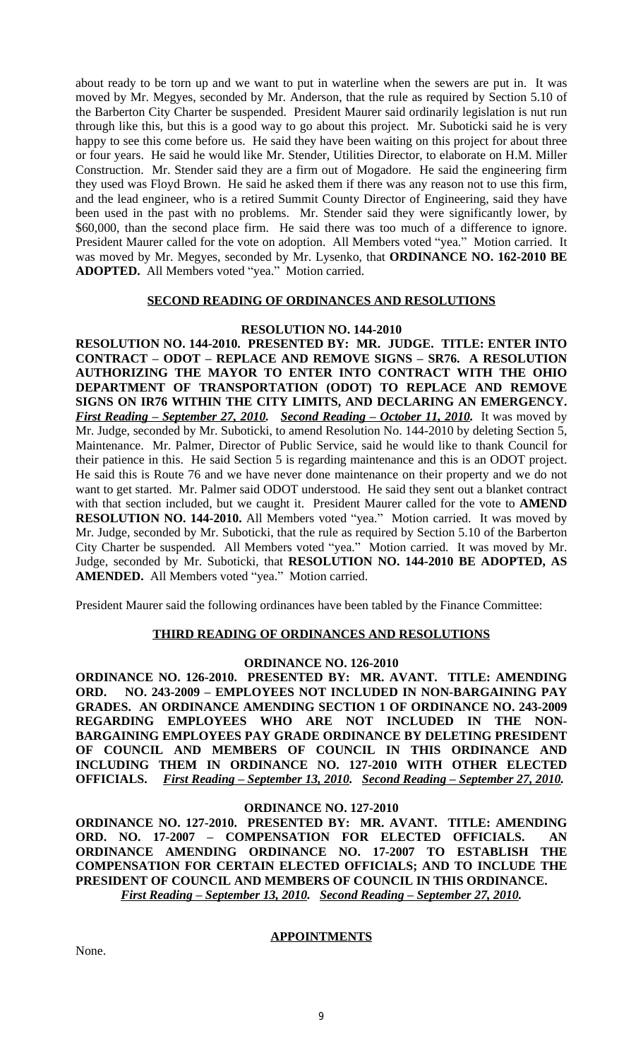about ready to be torn up and we want to put in waterline when the sewers are put in. It was moved by Mr. Megyes, seconded by Mr. Anderson, that the rule as required by Section 5.10 of the Barberton City Charter be suspended. President Maurer said ordinarily legislation is nut run through like this, but this is a good way to go about this project. Mr. Suboticki said he is very happy to see this come before us. He said they have been waiting on this project for about three or four years. He said he would like Mr. Stender, Utilities Director, to elaborate on H.M. Miller Construction. Mr. Stender said they are a firm out of Mogadore. He said the engineering firm they used was Floyd Brown. He said he asked them if there was any reason not to use this firm, and the lead engineer, who is a retired Summit County Director of Engineering, said they have been used in the past with no problems. Mr. Stender said they were significantly lower, by \$60,000, than the second place firm. He said there was too much of a difference to ignore. President Maurer called for the vote on adoption. All Members voted "yea." Motion carried. It was moved by Mr. Megyes, seconded by Mr. Lysenko, that **ORDINANCE NO. 162-2010 BE ADOPTED.** All Members voted "yea." Motion carried.

## SECOND READING OF ORDINANCES AND RESOLUTIONS

### RESOLUTION NO. 144-2010

**RESOLUTION NO. 144-2010. PRESENTED BY: MR. JUDGE. TITLE: ENTER INTO CONTRACT – ODOT – REPLACE AND REMOVE SIGNS – SR76. A RESOLUTION AUTHORIZING THE MAYOR TO ENTER INTO CONTRACT WITH THE OHIO DEPARTMENT OF TRANSPORTATION (ODOT) TO REPLACE AND REMOVE SIGNS ON IR76 WITHIN THE CITY LIMITS, AND DECLARING AN EMERGENCY.** ***First Reading – September 27, 2010. Second Reading – October 11, 2010.*** It was moved by Mr. Judge, seconded by Mr. Suboticki, to amend Resolution No. 144-2010 by deleting Section 5, Maintenance. Mr. Palmer, Director of Public Service, said he would like to thank Council for their patience in this. He said Section 5 is regarding maintenance and this is an ODOT project. He said this is Route 76 and we have never done maintenance on their property and we do not want to get started. Mr. Palmer said ODOT understood. He said they sent out a blanket contract with that section included, but we caught it. President Maurer called for the vote to **AMEND RESOLUTION NO. 144-2010.** All Members voted "yea." Motion carried. It was moved by Mr. Judge, seconded by Mr. Suboticki, that the rule as required by Section 5.10 of the Barberton City Charter be suspended. All Members voted "yea." Motion carried. It was moved by Mr. Judge, seconded by Mr. Suboticki, that **RESOLUTION NO. 144-2010 BE ADOPTED, AS AMENDED.** All Members voted "yea." Motion carried.

President Maurer said the following ordinances have been tabled by the Finance Committee:

## THIRD READING OF ORDINANCES AND RESOLUTIONS

### ORDINANCE NO. 126-2010

**ORDINANCE NO. 126-2010. PRESENTED BY: MR. AVANT. TITLE: AMENDING ORD. NO. 243-2009 – EMPLOYEES NOT INCLUDED IN NON-BARGAINING PAY GRADES. AN ORDINANCE AMENDING SECTION 1 OF ORDINANCE NO. 243-2009 REGARDING EMPLOYEES WHO ARE NOT INCLUDED IN THE NON-BARGAINING EMPLOYEES PAY GRADE ORDINANCE BY DELETING PRESIDENT OF COUNCIL AND MEMBERS OF COUNCIL IN THIS ORDINANCE AND INCLUDING THEM IN ORDINANCE NO. 127-2010 WITH OTHER ELECTED OFFICIALS.** ***First Reading – September 13, 2010. Second Reading – September 27, 2010.***

### ORDINANCE NO. 127-2010

**ORDINANCE NO. 127-2010. PRESENTED BY: MR. AVANT. TITLE: AMENDING ORD. NO. 17-2007 – COMPENSATION FOR ELECTED OFFICIALS. AN ORDINANCE AMENDING ORDINANCE NO. 17-2007 TO ESTABLISH THE COMPENSATION FOR CERTAIN ELECTED OFFICIALS; AND TO INCLUDE THE PRESIDENT OF COUNCIL AND MEMBERS OF COUNCIL IN THIS ORDINANCE.** ***First Reading – September 13, 2010. Second Reading – September 27, 2010.***

## APPOINTMENTS

None.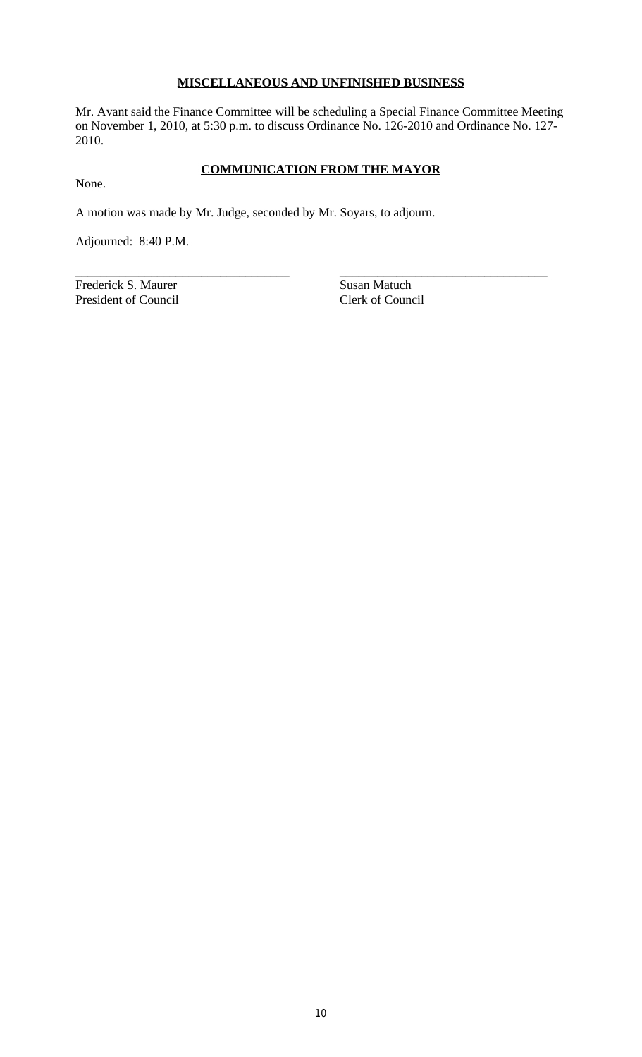## MISCELLANEOUS AND UNFINISHED BUSINESS

Mr. Avant said the Finance Committee will be scheduling a Special Finance Committee Meeting on November 1, 2010, at 5:30 p.m. to discuss Ordinance No. 126-2010 and Ordinance No. 127-2010.

## COMMUNICATION FROM THE MAYOR

None.

A motion was made by Mr. Judge, seconded by Mr. Soyars, to adjourn.

Adjourned: 8:40 P.M.

| | |
|---|---|
| ___________________________________ | ___________________________________ |
| Frederick S. Maurer | Susan Matuch |
| President of Council | Clerk of Council |